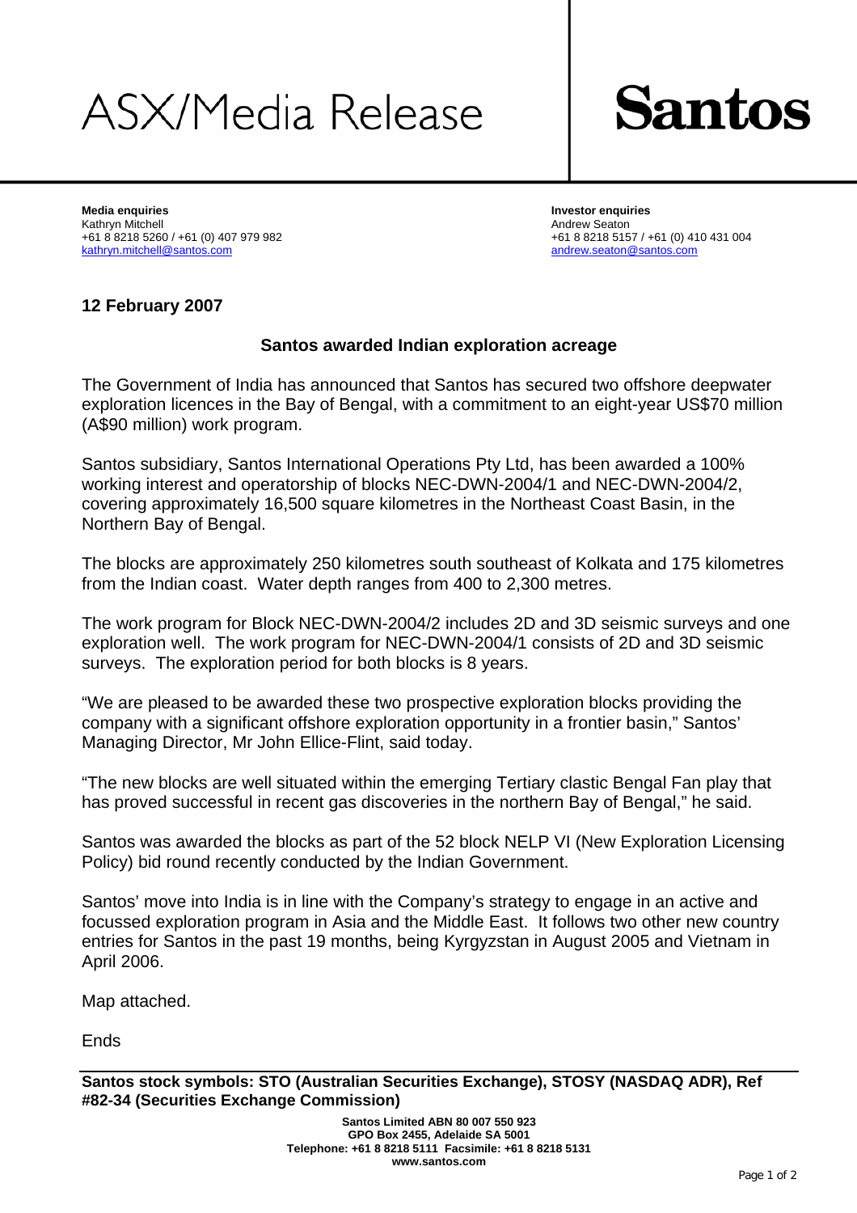# ASX/Media Release

**Santos**

**Media enquiries**
Kathryn Mitchell
+61 8 8218 5260 / +61 (0) 407 979 982
kathryn.mitchell@santos.com

**Investor enquiries**
Andrew Seaton
+61 8 8218 5157 / +61 (0) 410 431 004
andrew.seaton@santos.com

**12 February 2007**

## Santos awarded Indian exploration acreage

The Government of India has announced that Santos has secured two offshore deepwater exploration licences in the Bay of Bengal, with a commitment to an eight-year US$70 million (A$90 million) work program.

Santos subsidiary, Santos International Operations Pty Ltd, has been awarded a 100% working interest and operatorship of blocks NEC-DWN-2004/1 and NEC-DWN-2004/2, covering approximately 16,500 square kilometres in the Northeast Coast Basin, in the Northern Bay of Bengal.

The blocks are approximately 250 kilometres south southeast of Kolkata and 175 kilometres from the Indian coast. Water depth ranges from 400 to 2,300 metres.

The work program for Block NEC-DWN-2004/2 includes 2D and 3D seismic surveys and one exploration well. The work program for NEC-DWN-2004/1 consists of 2D and 3D seismic surveys. The exploration period for both blocks is 8 years.

"We are pleased to be awarded these two prospective exploration blocks providing the company with a significant offshore exploration opportunity in a frontier basin," Santos' Managing Director, Mr John Ellice-Flint, said today.

"The new blocks are well situated within the emerging Tertiary clastic Bengal Fan play that has proved successful in recent gas discoveries in the northern Bay of Bengal," he said.

Santos was awarded the blocks as part of the 52 block NELP VI (New Exploration Licensing Policy) bid round recently conducted by the Indian Government.

Santos' move into India is in line with the Company's strategy to engage in an active and focussed exploration program in Asia and the Middle East. It follows two other new country entries for Santos in the past 19 months, being Kyrgyzstan in August 2005 and Vietnam in April 2006.

Map attached.

Ends

**Santos stock symbols: STO (Australian Securities Exchange), STOSY (NASDAQ ADR), Ref #82-34 (Securities Exchange Commission)**

**Santos Limited ABN 80 007 550 923**
**GPO Box 2455, Adelaide SA 5001**
**Telephone: +61 8 8218 5111 Facsimile: +61 8 8218 5131**
**www.santos.com**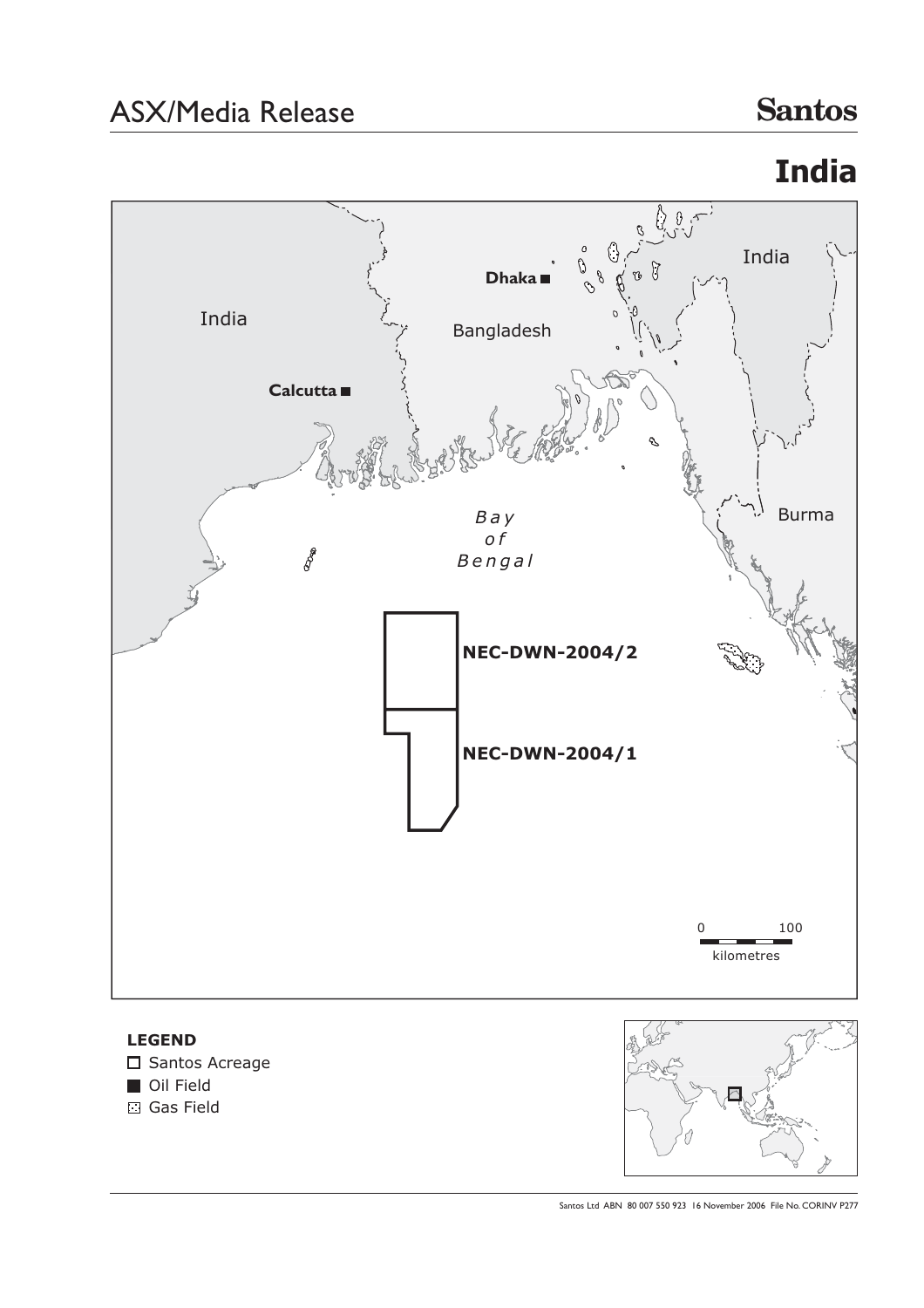# ASX/Media Release

**Santos**

# India

India

**Dhaka**

India

Bangladesh

**Calcutta**

Bay of Bengal

Burma

**NEC-DWN-2004/2**

**NEC-DWN-2004/1**

0 100

kilometres

**LEGEND**

- Santos Acreage
- Oil Field
- Gas Field

Santos Ltd ABN 80 007 550 923 16 November 2006 File No. CORINV P277